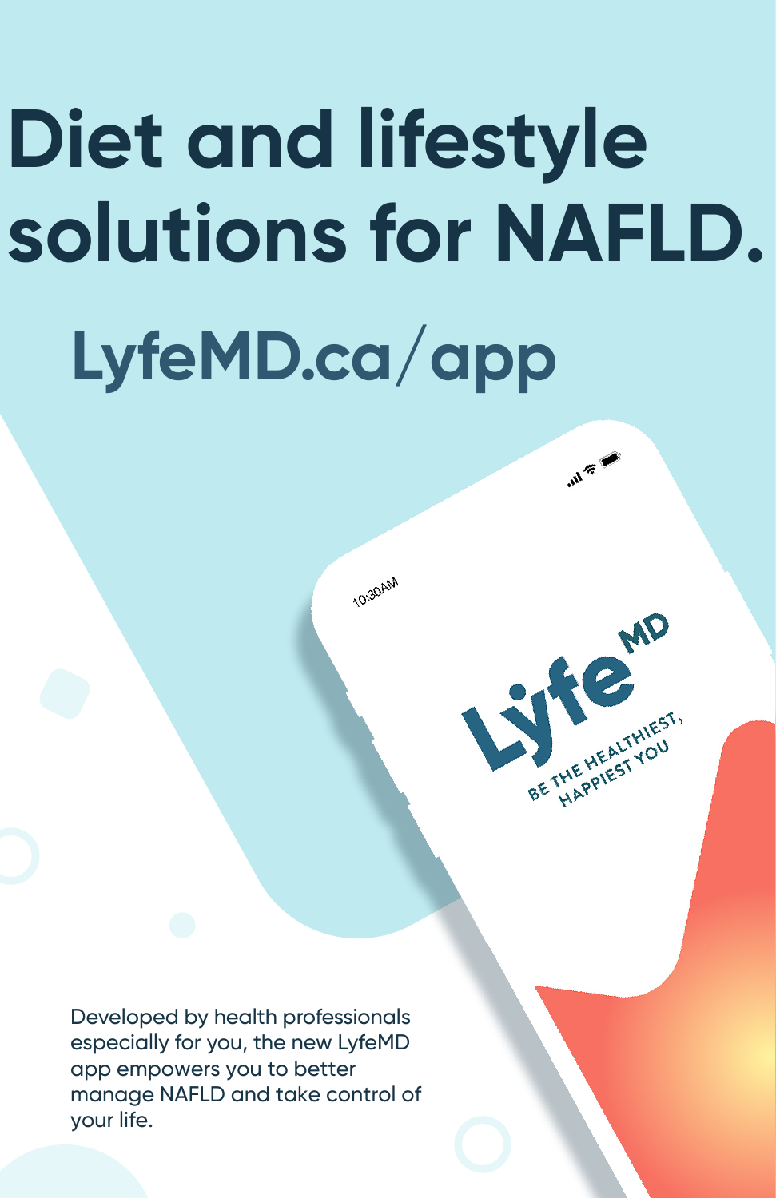# Diet and lifestyle solutions for NAFLD.

## LyfeMD.ca/app

Developed by health professionals especially for you, the new LyfeMD app empowers you to better manage NAFLD and take control of your life.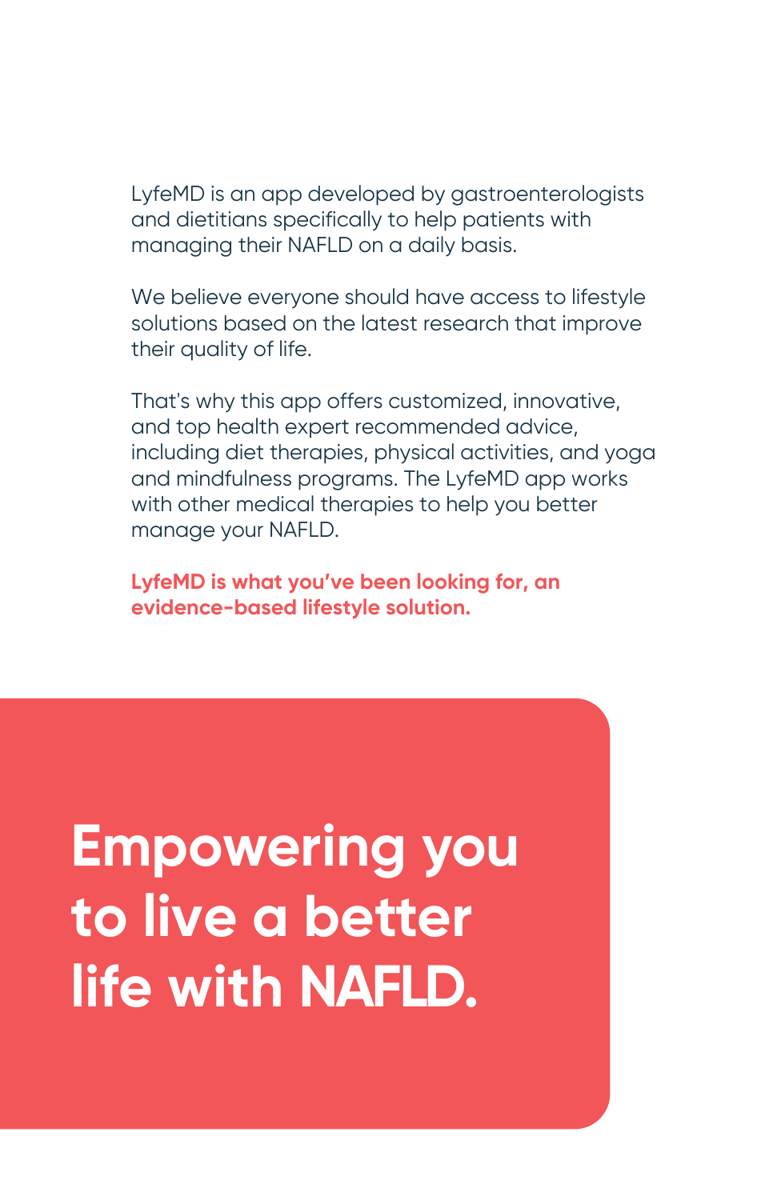LyfeMD is an app developed by gastroenterologists and dietitians specifically to help patients with managing their NAFLD on a daily basis.

We believe everyone should have access to lifestyle solutions based on the latest research that improve their quality of life.

That's why this app offers customized, innovative, and top health expert recommended advice, including diet therapies, physical activities, and yoga and mindfulness programs. The LyfeMD app works with other medical therapies to help you better manage your NAFLD.

**LyfeMD is what you've been looking for, an evidence-based lifestyle solution.**

# Empowering you to live a better life with NAFLD.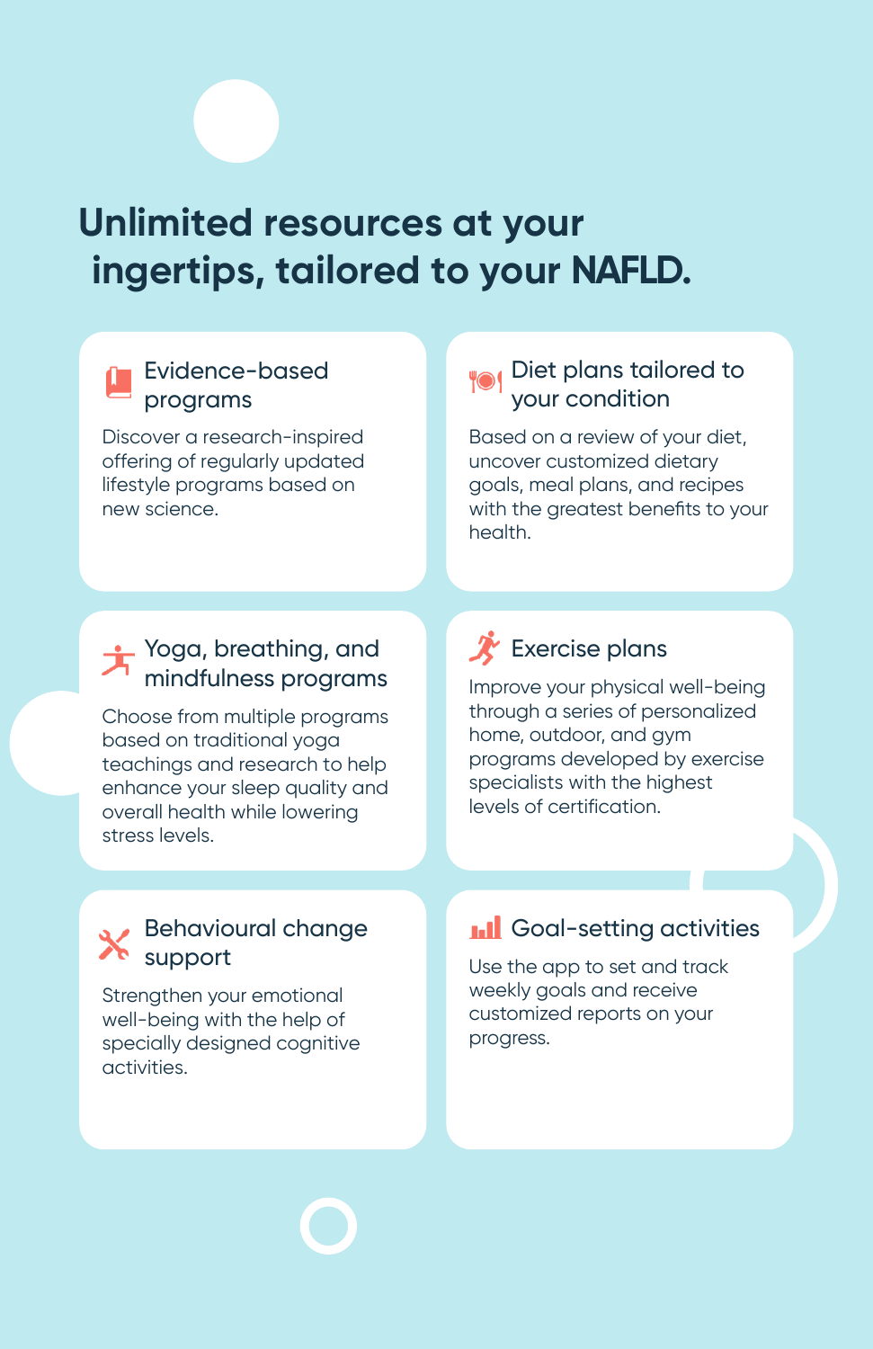# Unlimited resources at your ingertips, tailored to your NAFLD.

### Evidence-based programs

Discover a research-inspired offering of regularly updated lifestyle programs based on new science.

### Diet plans tailored to your condition

Based on a review of your diet, uncover customized dietary goals, meal plans, and recipes with the greatest benefits to your health.

### Yoga, breathing, and mindfulness programs

Choose from multiple programs based on traditional yoga teachings and research to help enhance your sleep quality and overall health while lowering stress levels.

### Exercise plans

Improve your physical well-being through a series of personalized home, outdoor, and gym programs developed by exercise specialists with the highest levels of certification.

### Behavioural change support

Strengthen your emotional well-being with the help of specially designed cognitive activities.

### Goal-setting activities

Use the app to set and track weekly goals and receive customized reports on your progress.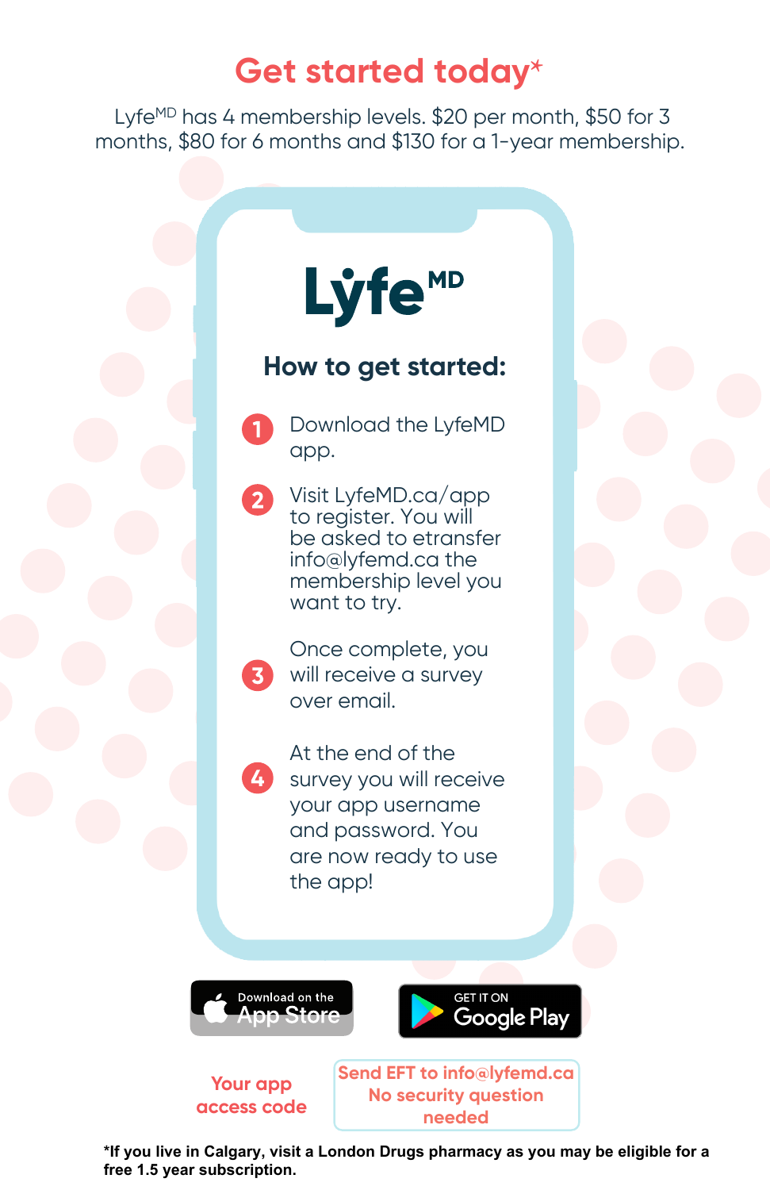# Get started today*

Lyfe[MD] has 4 membership levels. $20 per month, $50 for 3 months, $80 for 6 months and $130 for a 1-year membership.

Lyfe[MD]

## How to get started:

1. Download the LyfeMD app.
2. Visit LyfeMD.ca/app to register. You will be asked to etransfer info@lyfemd.ca the membership level you want to try.
3. Once complete, you will receive a survey over email.
4. At the end of the survey you will receive your app username and password. You are now ready to use the app!

Download on the App Store

GET IT ON Google Play

**Your app access code**

**Send EFT to info@lyfemd.ca No security question needed**

***If you live in Calgary, visit a London Drugs pharmacy as you may be eligible for a free 1.5 year subscription.**